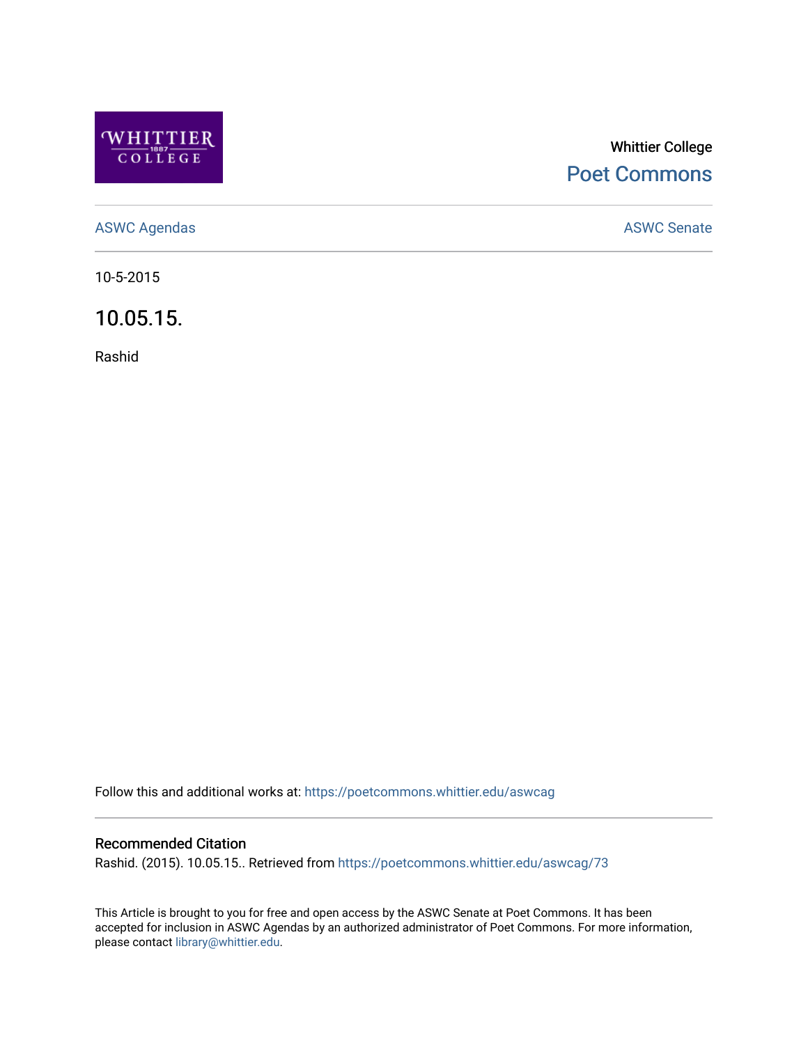Whittier College

Poet Commons

ASWC Agendas

ASWC Senate

10-5-2015

# 10.05.15.

Rashid

Follow this and additional works at: https://poetcommons.whittier.edu/aswcag

## Recommended Citation

Rashid. (2015). 10.05.15.. Retrieved from https://poetcommons.whittier.edu/aswcag/73

This Article is brought to you for free and open access by the ASWC Senate at Poet Commons. It has been accepted for inclusion in ASWC Agendas by an authorized administrator of Poet Commons. For more information, please contact library@whittier.edu.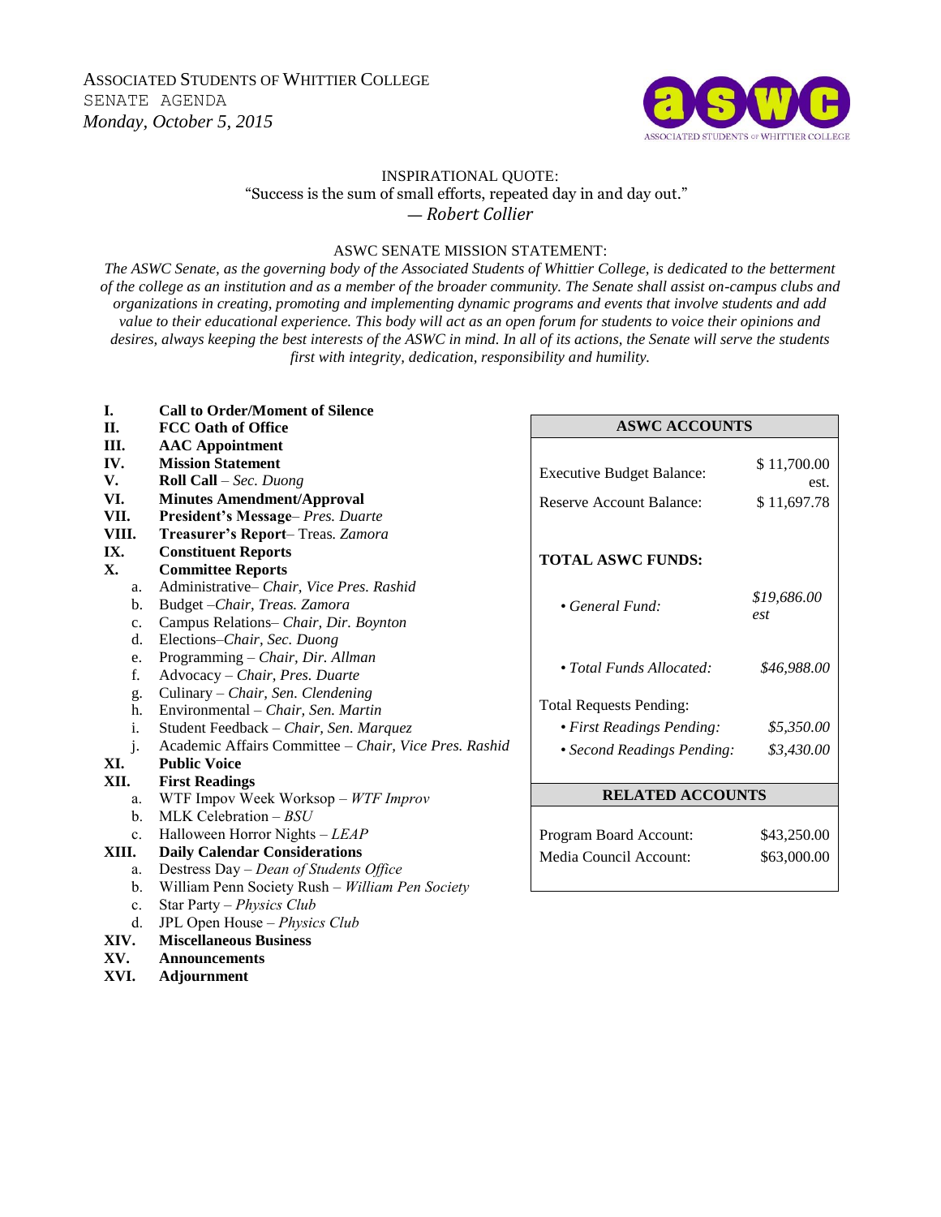ASSOCIATED STUDENTS OF WHITTIER COLLEGE
SENATE AGENDA
*Monday, October 5, 2015*

INSPIRATIONAL QUOTE:
"Success is the sum of small efforts, repeated day in and day out."
*— Robert Collier*

ASWC SENATE MISSION STATEMENT:

*The ASWC Senate, as the governing body of the Associated Students of Whittier College, is dedicated to the betterment of the college as an institution and as a member of the broader community. The Senate shall assist on-campus clubs and organizations in creating, promoting and implementing dynamic programs and events that involve students and add value to their educational experience. This body will act as an open forum for students to voice their opinions and desires, always keeping the best interests of the ASWC in mind. In all of its actions, the Senate will serve the students first with integrity, dedication, responsibility and humility.*

**I. Call to Order/Moment of Silence**
**II. FCC Oath of Office**
**III. AAC Appointment**
**IV. Mission Statement**
**V. Roll Call** – *Sec. Duong*
**VI. Minutes Amendment/Approval**
**VII. President's Message**– *Pres. Duarte*
**VIII. Treasurer's Report**– Treas. *Zamora*
**IX. Constituent Reports**
**X. Committee Reports**
  a. Administrative– *Chair, Vice Pres. Rashid*
  b. Budget –*Chair, Treas. Zamora*
  c. Campus Relations– *Chair, Dir. Boynton*
  d. Elections–*Chair, Sec. Duong*
  e. Programming – *Chair, Dir. Allman*
  f. Advocacy – *Chair, Pres. Duarte*
  g. Culinary – *Chair, Sen. Clendening*
  h. Environmental – *Chair, Sen. Martin*
  i. Student Feedback – *Chair, Sen. Marquez*
  j. Academic Affairs Committee – *Chair, Vice Pres. Rashid*
**XI. Public Voice**
**XII. First Readings**
  a. WTF Impov Week Worksop – *WTF Improv*
  b. MLK Celebration – *BSU*
  c. Halloween Horror Nights – *LEAP*
**XIII. Daily Calendar Considerations**
  a. Destress Day – *Dean of Students Office*
  b. William Penn Society Rush – *William Pen Society*
  c. Star Party – *Physics Club*
  d. JPL Open House – *Physics Club*
**XIV. Miscellaneous Business**
**XV. Announcements**
**XVI. Adjournment**

| **ASWC ACCOUNTS** | |
|---|---|
| Executive Budget Balance: | $ 11,700.00 est. |
| Reserve Account Balance: | $ 11,697.78 |
| **TOTAL ASWC FUNDS:** | |
| • *General Fund:* | *$19,686.00 est* |
| • *Total Funds Allocated:* | *$46,988.00* |
| Total Requests Pending: | |
| • *First Readings Pending:* | *$5,350.00* |
| • *Second Readings Pending:* | *$3,430.00* |
| **RELATED ACCOUNTS** | |
| Program Board Account: | $43,250.00 |
| Media Council Account: | $63,000.00 |